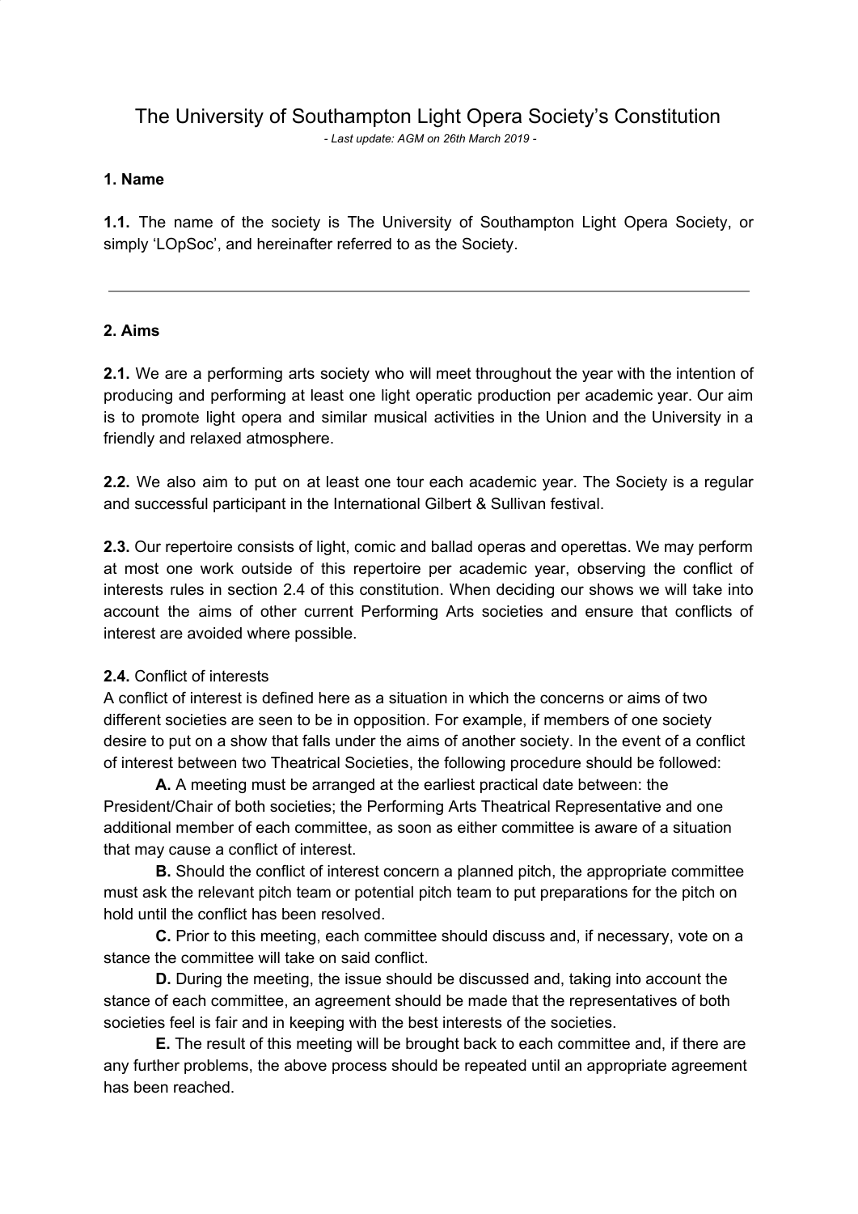# The University of Southampton Light Opera Society's Constitution

*- Last update: AGM on 26th March 2019 -*

### 1. Name

**1.1.** The name of the society is The University of Southampton Light Opera Society, or simply 'LOpSoc', and hereinafter referred to as the Society.

---

### 2. Aims

**2.1.** We are a performing arts society who will meet throughout the year with the intention of producing and performing at least one light operatic production per academic year. Our aim is to promote light opera and similar musical activities in the Union and the University in a friendly and relaxed atmosphere.

**2.2.** We also aim to put on at least one tour each academic year. The Society is a regular and successful participant in the International Gilbert & Sullivan festival.

**2.3.** Our repertoire consists of light, comic and ballad operas and operettas. We may perform at most one work outside of this repertoire per academic year, observing the conflict of interests rules in section 2.4 of this constitution. When deciding our shows we will take into account the aims of other current Performing Arts societies and ensure that conflicts of interest are avoided where possible.

**2.4.** Conflict of interests

A conflict of interest is defined here as a situation in which the concerns or aims of two different societies are seen to be in opposition. For example, if members of one society desire to put on a show that falls under the aims of another society. In the event of a conflict of interest between two Theatrical Societies, the following procedure should be followed:

**A.** A meeting must be arranged at the earliest practical date between: the President/Chair of both societies; the Performing Arts Theatrical Representative and one additional member of each committee, as soon as either committee is aware of a situation that may cause a conflict of interest.

**B.** Should the conflict of interest concern a planned pitch, the appropriate committee must ask the relevant pitch team or potential pitch team to put preparations for the pitch on hold until the conflict has been resolved.

**C.** Prior to this meeting, each committee should discuss and, if necessary, vote on a stance the committee will take on said conflict.

**D.** During the meeting, the issue should be discussed and, taking into account the stance of each committee, an agreement should be made that the representatives of both societies feel is fair and in keeping with the best interests of the societies.

**E.** The result of this meeting will be brought back to each committee and, if there are any further problems, the above process should be repeated until an appropriate agreement has been reached.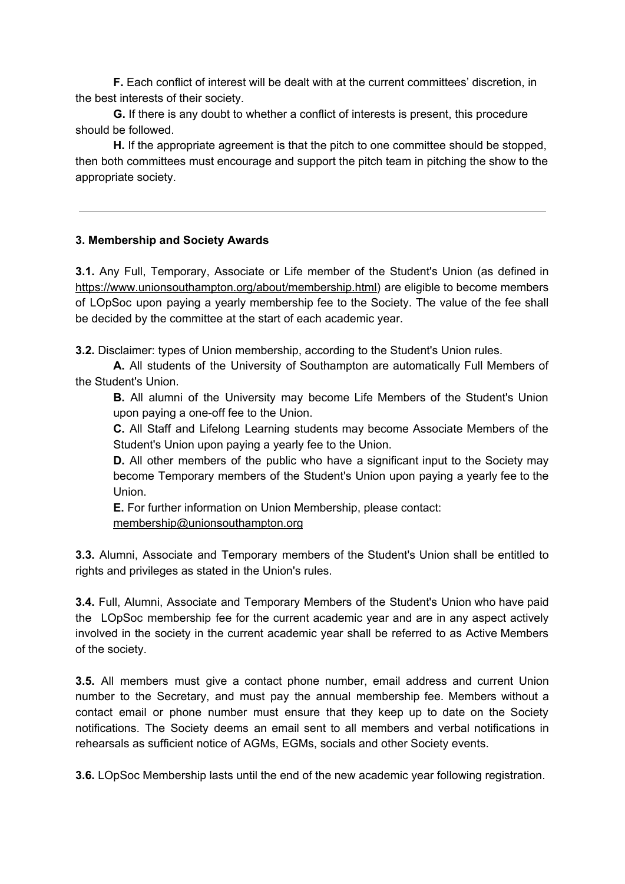**F.** Each conflict of interest will be dealt with at the current committees' discretion, in the best interests of their society.

**G.** If there is any doubt to whether a conflict of interests is present, this procedure should be followed.

**H.** If the appropriate agreement is that the pitch to one committee should be stopped, then both committees must encourage and support the pitch team in pitching the show to the appropriate society.

---

**3. Membership and Society Awards**

**3.1.** Any Full, Temporary, Associate or Life member of the Student's Union (as defined in https://www.unionsouthampton.org/about/membership.html) are eligible to become members of LOpSoc upon paying a yearly membership fee to the Society. The value of the fee shall be decided by the committee at the start of each academic year.

**3.2.** Disclaimer: types of Union membership, according to the Student's Union rules.

**A.** All students of the University of Southampton are automatically Full Members of the Student's Union.

**B.** All alumni of the University may become Life Members of the Student's Union upon paying a one-off fee to the Union.

**C.** All Staff and Lifelong Learning students may become Associate Members of the Student's Union upon paying a yearly fee to the Union.

**D.** All other members of the public who have a significant input to the Society may become Temporary members of the Student's Union upon paying a yearly fee to the Union.

**E.** For further information on Union Membership, please contact: membership@unionsouthampton.org

**3.3.** Alumni, Associate and Temporary members of the Student's Union shall be entitled to rights and privileges as stated in the Union's rules.

**3.4.** Full, Alumni, Associate and Temporary Members of the Student's Union who have paid the LOpSoc membership fee for the current academic year and are in any aspect actively involved in the society in the current academic year shall be referred to as Active Members of the society.

**3.5.** All members must give a contact phone number, email address and current Union number to the Secretary, and must pay the annual membership fee. Members without a contact email or phone number must ensure that they keep up to date on the Society notifications. The Society deems an email sent to all members and verbal notifications in rehearsals as sufficient notice of AGMs, EGMs, socials and other Society events.

**3.6.** LOpSoc Membership lasts until the end of the new academic year following registration.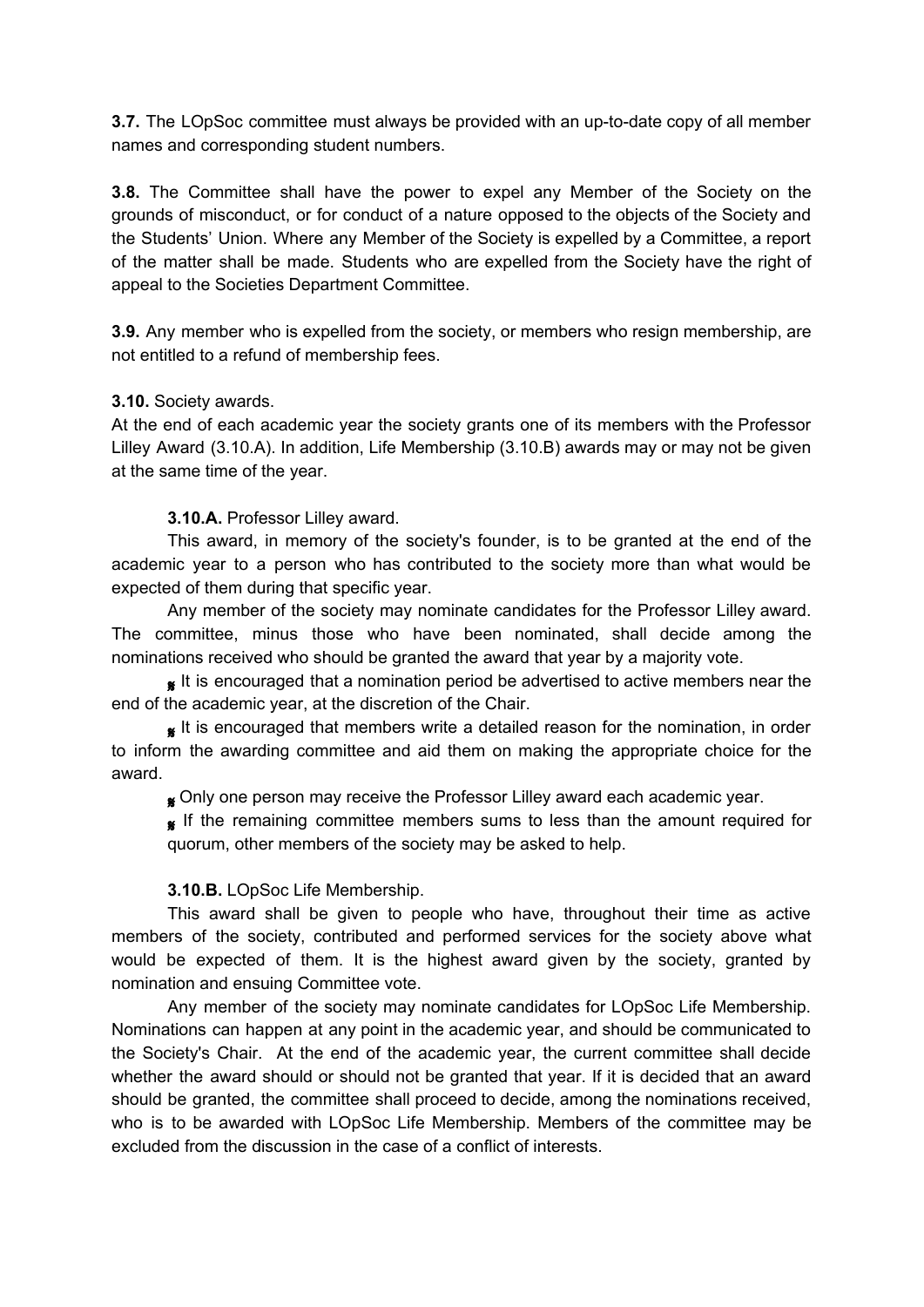**3.7.** The LOpSoc committee must always be provided with an up-to-date copy of all member names and corresponding student numbers.

**3.8.** The Committee shall have the power to expel any Member of the Society on the grounds of misconduct, or for conduct of a nature opposed to the objects of the Society and the Students' Union. Where any Member of the Society is expelled by a Committee, a report of the matter shall be made. Students who are expelled from the Society have the right of appeal to the Societies Department Committee.

**3.9.** Any member who is expelled from the society, or members who resign membership, are not entitled to a refund of membership fees.

**3.10.** Society awards.

At the end of each academic year the society grants one of its members with the Professor Lilley Award (3.10.A). In addition, Life Membership (3.10.B) awards may or may not be given at the same time of the year.

**3.10.A.** Professor Lilley award.

This award, in memory of the society's founder, is to be granted at the end of the academic year to a person who has contributed to the society more than what would be expected of them during that specific year.

Any member of the society may nominate candidates for the Professor Lilley award. The committee, minus those who have been nominated, shall decide among the nominations received who should be granted the award that year by a majority vote.

- It is encouraged that a nomination period be advertised to active members near the end of the academic year, at the discretion of the Chair.
- It is encouraged that members write a detailed reason for the nomination, in order to inform the awarding committee and aid them on making the appropriate choice for the award.
- Only one person may receive the Professor Lilley award each academic year.
- If the remaining committee members sums to less than the amount required for quorum, other members of the society may be asked to help.

**3.10.B.** LOpSoc Life Membership.

This award shall be given to people who have, throughout their time as active members of the society, contributed and performed services for the society above what would be expected of them. It is the highest award given by the society, granted by nomination and ensuing Committee vote.

Any member of the society may nominate candidates for LOpSoc Life Membership. Nominations can happen at any point in the academic year, and should be communicated to the Society's Chair. At the end of the academic year, the current committee shall decide whether the award should or should not be granted that year. If it is decided that an award should be granted, the committee shall proceed to decide, among the nominations received, who is to be awarded with LOpSoc Life Membership. Members of the committee may be excluded from the discussion in the case of a conflict of interests.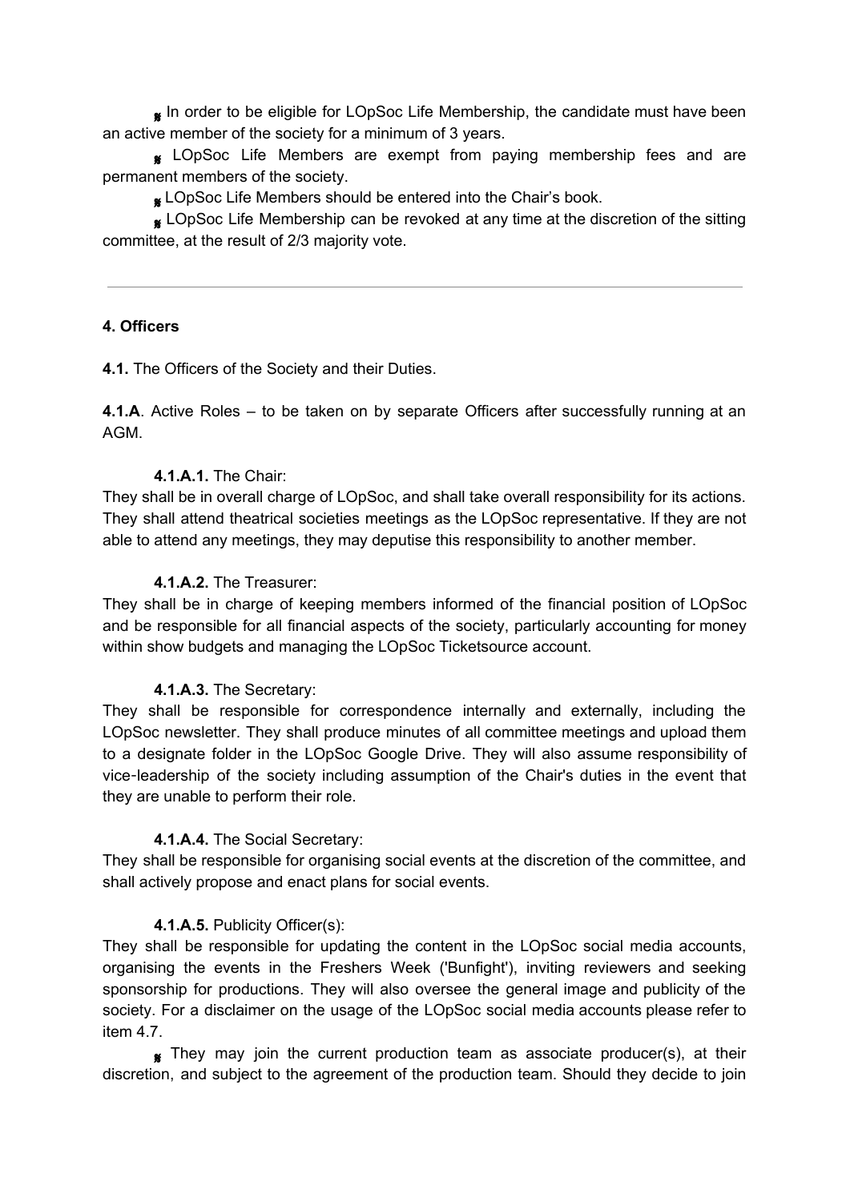- In order to be eligible for LOpSoc Life Membership, the candidate must have been an active member of the society for a minimum of 3 years.
- LOpSoc Life Members are exempt from paying membership fees and are permanent members of the society.
- LOpSoc Life Members should be entered into the Chair's book.
- LOpSoc Life Membership can be revoked at any time at the discretion of the sitting committee, at the result of 2/3 majority vote.

---

**4. Officers**

**4.1.** The Officers of the Society and their Duties.

**4.1.A**. Active Roles – to be taken on by separate Officers after successfully running at an AGM.

**4.1.A.1.** The Chair:

They shall be in overall charge of LOpSoc, and shall take overall responsibility for its actions. They shall attend theatrical societies meetings as the LOpSoc representative. If they are not able to attend any meetings, they may deputise this responsibility to another member.

**4.1.A.2.** The Treasurer:

They shall be in charge of keeping members informed of the financial position of LOpSoc and be responsible for all financial aspects of the society, particularly accounting for money within show budgets and managing the LOpSoc Ticketsource account.

**4.1.A.3.** The Secretary:

They shall be responsible for correspondence internally and externally, including the LOpSoc newsletter. They shall produce minutes of all committee meetings and upload them to a designate folder in the LOpSoc Google Drive. They will also assume responsibility of vice-leadership of the society including assumption of the Chair's duties in the event that they are unable to perform their role.

**4.1.A.4.** The Social Secretary:

They shall be responsible for organising social events at the discretion of the committee, and shall actively propose and enact plans for social events.

**4.1.A.5.** Publicity Officer(s):

They shall be responsible for updating the content in the LOpSoc social media accounts, organising the events in the Freshers Week ('Bunfight'), inviting reviewers and seeking sponsorship for productions. They will also oversee the general image and publicity of the society. For a disclaimer on the usage of the LOpSoc social media accounts please refer to item 4.7.

- They may join the current production team as associate producer(s), at their discretion, and subject to the agreement of the production team. Should they decide to join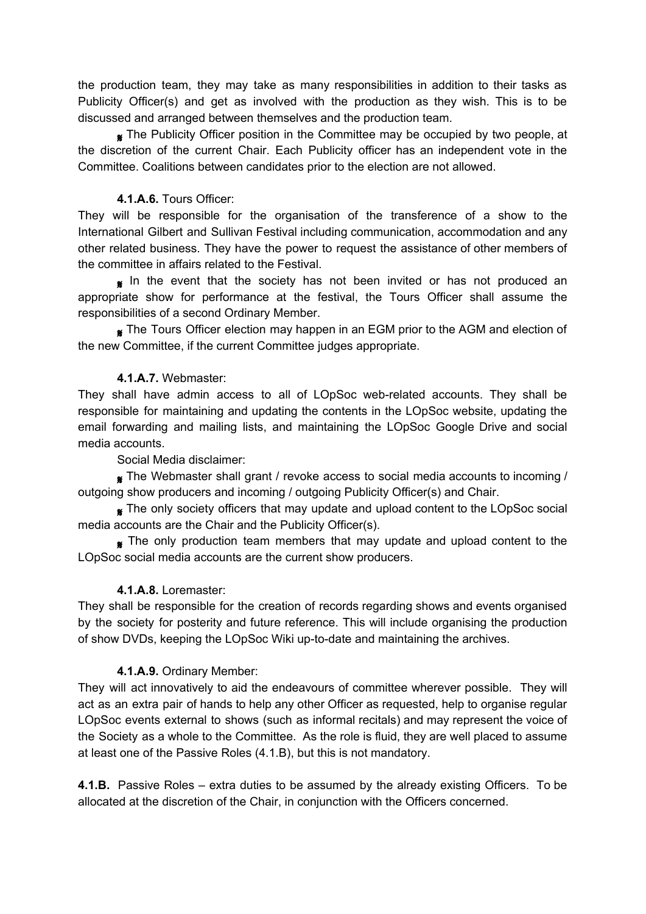the production team, they may take as many responsibilities in addition to their tasks as Publicity Officer(s) and get as involved with the production as they wish. This is to be discussed and arranged between themselves and the production team.

- The Publicity Officer position in the Committee may be occupied by two people, at the discretion of the current Chair. Each Publicity officer has an independent vote in the Committee. Coalitions between candidates prior to the election are not allowed.

**4.1.A.6.** Tours Officer:

They will be responsible for the organisation of the transference of a show to the International Gilbert and Sullivan Festival including communication, accommodation and any other related business. They have the power to request the assistance of other members of the committee in affairs related to the Festival.

- In the event that the society has not been invited or has not produced an appropriate show for performance at the festival, the Tours Officer shall assume the responsibilities of a second Ordinary Member.
- The Tours Officer election may happen in an EGM prior to the AGM and election of the new Committee, if the current Committee judges appropriate.

**4.1.A.7.** Webmaster:

They shall have admin access to all of LOpSoc web-related accounts. They shall be responsible for maintaining and updating the contents in the LOpSoc website, updating the email forwarding and mailing lists, and maintaining the LOpSoc Google Drive and social media accounts.

Social Media disclaimer:

- The Webmaster shall grant / revoke access to social media accounts to incoming / outgoing show producers and incoming / outgoing Publicity Officer(s) and Chair.
- The only society officers that may update and upload content to the LOpSoc social media accounts are the Chair and the Publicity Officer(s).
- The only production team members that may update and upload content to the LOpSoc social media accounts are the current show producers.

**4.1.A.8.** Loremaster:

They shall be responsible for the creation of records regarding shows and events organised by the society for posterity and future reference. This will include organising the production of show DVDs, keeping the LOpSoc Wiki up-to-date and maintaining the archives.

**4.1.A.9.** Ordinary Member:

They will act innovatively to aid the endeavours of committee wherever possible. They will act as an extra pair of hands to help any other Officer as requested, help to organise regular LOpSoc events external to shows (such as informal recitals) and may represent the voice of the Society as a whole to the Committee. As the role is fluid, they are well placed to assume at least one of the Passive Roles (4.1.B), but this is not mandatory.

**4.1.B.** Passive Roles – extra duties to be assumed by the already existing Officers. To be allocated at the discretion of the Chair, in conjunction with the Officers concerned.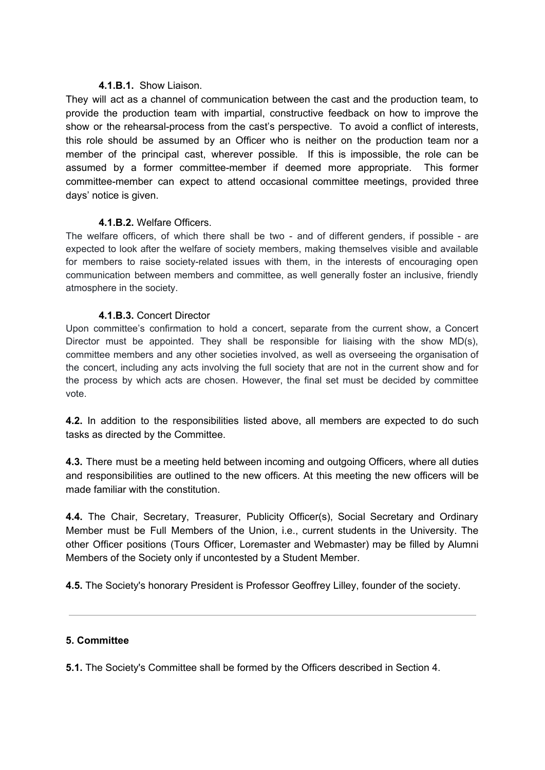**4.1.B.1.** Show Liaison.

They will act as a channel of communication between the cast and the production team, to provide the production team with impartial, constructive feedback on how to improve the show or the rehearsal-process from the cast's perspective. To avoid a conflict of interests, this role should be assumed by an Officer who is neither on the production team nor a member of the principal cast, wherever possible. If this is impossible, the role can be assumed by a former committee-member if deemed more appropriate. This former committee-member can expect to attend occasional committee meetings, provided three days' notice is given.

**4.1.B.2.** Welfare Officers.

The welfare officers, of which there shall be two - and of different genders, if possible - are expected to look after the welfare of society members, making themselves visible and available for members to raise society-related issues with them, in the interests of encouraging open communication between members and committee, as well generally foster an inclusive, friendly atmosphere in the society.

**4.1.B.3.** Concert Director

Upon committee's confirmation to hold a concert, separate from the current show, a Concert Director must be appointed. They shall be responsible for liaising with the show MD(s), committee members and any other societies involved, as well as overseeing the organisation of the concert, including any acts involving the full society that are not in the current show and for the process by which acts are chosen. However, the final set must be decided by committee vote.

**4.2.** In addition to the responsibilities listed above, all members are expected to do such tasks as directed by the Committee.

**4.3.** There must be a meeting held between incoming and outgoing Officers, where all duties and responsibilities are outlined to the new officers. At this meeting the new officers will be made familiar with the constitution.

**4.4.** The Chair, Secretary, Treasurer, Publicity Officer(s), Social Secretary and Ordinary Member must be Full Members of the Union, i.e., current students in the University. The other Officer positions (Tours Officer, Loremaster and Webmaster) may be filled by Alumni Members of the Society only if uncontested by a Student Member.

**4.5.** The Society's honorary President is Professor Geoffrey Lilley, founder of the society.

---

**5. Committee**

**5.1.** The Society's Committee shall be formed by the Officers described in Section 4.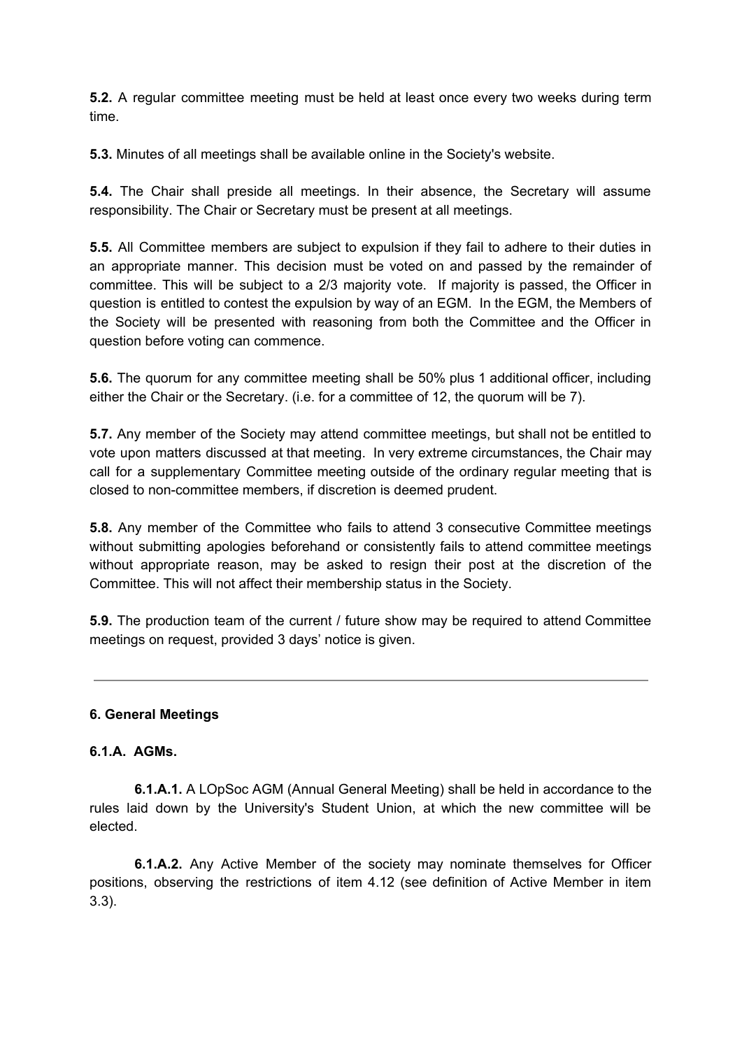**5.2.** A regular committee meeting must be held at least once every two weeks during term time.

**5.3.** Minutes of all meetings shall be available online in the Society's website.

**5.4.** The Chair shall preside all meetings. In their absence, the Secretary will assume responsibility. The Chair or Secretary must be present at all meetings.

**5.5.** All Committee members are subject to expulsion if they fail to adhere to their duties in an appropriate manner. This decision must be voted on and passed by the remainder of committee. This will be subject to a 2/3 majority vote. If majority is passed, the Officer in question is entitled to contest the expulsion by way of an EGM. In the EGM, the Members of the Society will be presented with reasoning from both the Committee and the Officer in question before voting can commence.

**5.6.** The quorum for any committee meeting shall be 50% plus 1 additional officer, including either the Chair or the Secretary. (i.e. for a committee of 12, the quorum will be 7).

**5.7.** Any member of the Society may attend committee meetings, but shall not be entitled to vote upon matters discussed at that meeting. In very extreme circumstances, the Chair may call for a supplementary Committee meeting outside of the ordinary regular meeting that is closed to non-committee members, if discretion is deemed prudent.

**5.8.** Any member of the Committee who fails to attend 3 consecutive Committee meetings without submitting apologies beforehand or consistently fails to attend committee meetings without appropriate reason, may be asked to resign their post at the discretion of the Committee. This will not affect their membership status in the Society.

**5.9.** The production team of the current / future show may be required to attend Committee meetings on request, provided 3 days' notice is given.

---

**6. General Meetings**

**6.1.A. AGMs.**

**6.1.A.1.** A LOpSoc AGM (Annual General Meeting) shall be held in accordance to the rules laid down by the University's Student Union, at which the new committee will be elected.

**6.1.A.2.** Any Active Member of the society may nominate themselves for Officer positions, observing the restrictions of item 4.12 (see definition of Active Member in item 3.3).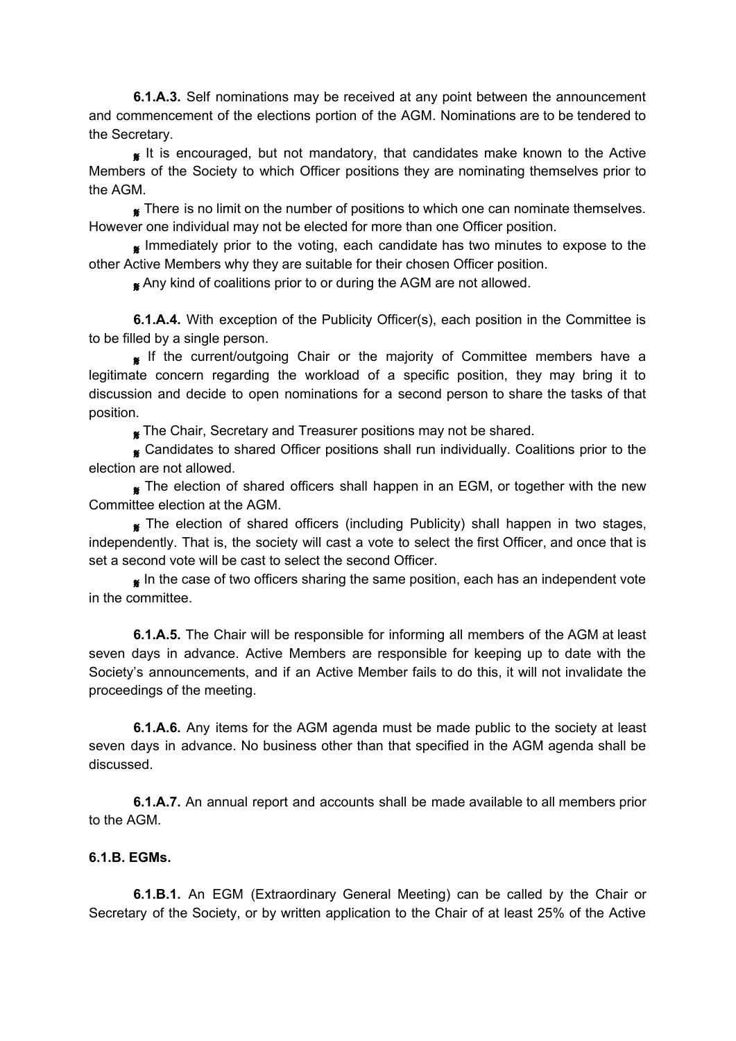**6.1.A.3.** Self nominations may be received at any point between the announcement and commencement of the elections portion of the AGM. Nominations are to be tendered to the Secretary.

- It is encouraged, but not mandatory, that candidates make known to the Active Members of the Society to which Officer positions they are nominating themselves prior to the AGM.
- There is no limit on the number of positions to which one can nominate themselves. However one individual may not be elected for more than one Officer position.
- Immediately prior to the voting, each candidate has two minutes to expose to the other Active Members why they are suitable for their chosen Officer position.
- Any kind of coalitions prior to or during the AGM are not allowed.

**6.1.A.4.** With exception of the Publicity Officer(s), each position in the Committee is to be filled by a single person.

- If the current/outgoing Chair or the majority of Committee members have a legitimate concern regarding the workload of a specific position, they may bring it to discussion and decide to open nominations for a second person to share the tasks of that position.
- The Chair, Secretary and Treasurer positions may not be shared.
- Candidates to shared Officer positions shall run individually. Coalitions prior to the election are not allowed.
- The election of shared officers shall happen in an EGM, or together with the new Committee election at the AGM.
- The election of shared officers (including Publicity) shall happen in two stages, independently. That is, the society will cast a vote to select the first Officer, and once that is set a second vote will be cast to select the second Officer.
- In the case of two officers sharing the same position, each has an independent vote in the committee.

**6.1.A.5.** The Chair will be responsible for informing all members of the AGM at least seven days in advance. Active Members are responsible for keeping up to date with the Society's announcements, and if an Active Member fails to do this, it will not invalidate the proceedings of the meeting.

**6.1.A.6.** Any items for the AGM agenda must be made public to the society at least seven days in advance. No business other than that specified in the AGM agenda shall be discussed.

**6.1.A.7.** An annual report and accounts shall be made available to all members prior to the AGM.

**6.1.B. EGMs.**

**6.1.B.1.** An EGM (Extraordinary General Meeting) can be called by the Chair or Secretary of the Society, or by written application to the Chair of at least 25% of the Active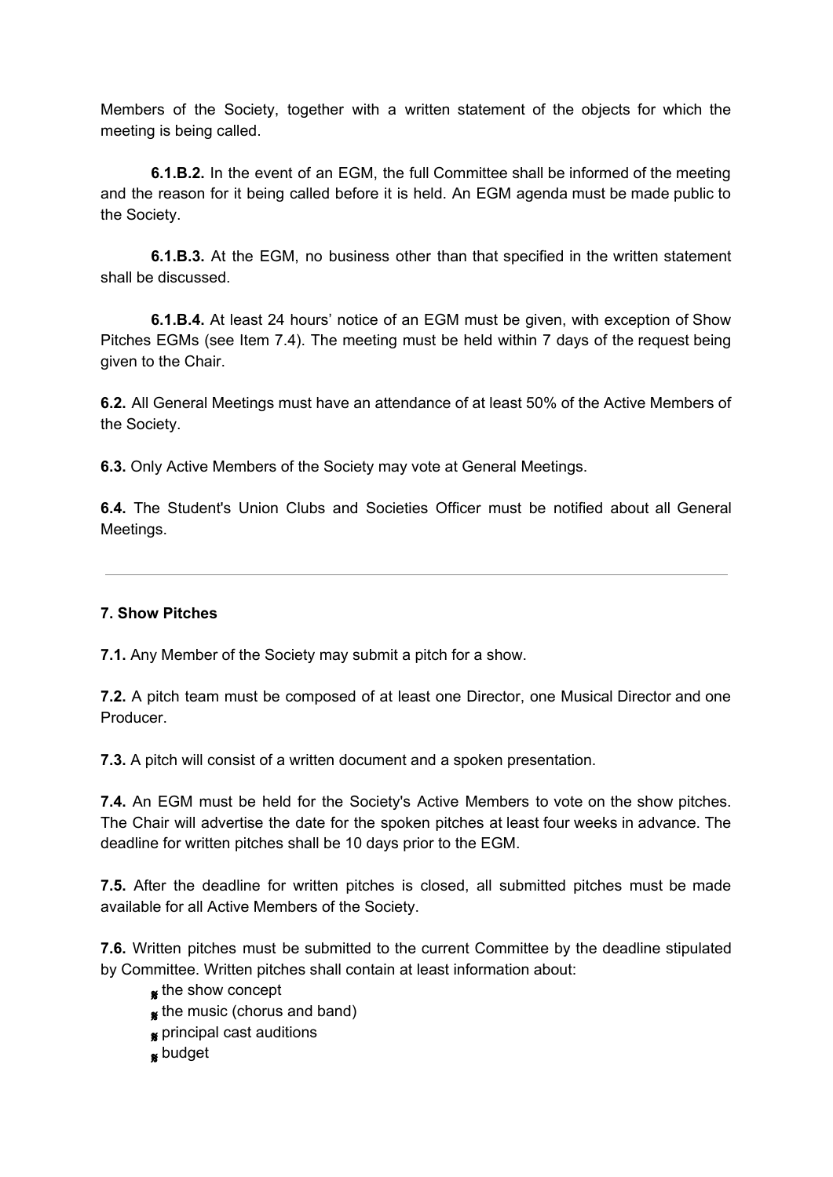Members of the Society, together with a written statement of the objects for which the meeting is being called.

**6.1.B.2.** In the event of an EGM, the full Committee shall be informed of the meeting and the reason for it being called before it is held. An EGM agenda must be made public to the Society.

**6.1.B.3.** At the EGM, no business other than that specified in the written statement shall be discussed.

**6.1.B.4.** At least 24 hours' notice of an EGM must be given, with exception of Show Pitches EGMs (see Item 7.4). The meeting must be held within 7 days of the request being given to the Chair.

**6.2.** All General Meetings must have an attendance of at least 50% of the Active Members of the Society.

**6.3.** Only Active Members of the Society may vote at General Meetings.

**6.4.** The Student's Union Clubs and Societies Officer must be notified about all General Meetings.

---

**7. Show Pitches**

**7.1.** Any Member of the Society may submit a pitch for a show.

**7.2.** A pitch team must be composed of at least one Director, one Musical Director and one Producer.

**7.3.** A pitch will consist of a written document and a spoken presentation.

**7.4.** An EGM must be held for the Society's Active Members to vote on the show pitches. The Chair will advertise the date for the spoken pitches at least four weeks in advance. The deadline for written pitches shall be 10 days prior to the EGM.

**7.5.** After the deadline for written pitches is closed, all submitted pitches must be made available for all Active Members of the Society.

**7.6.** Written pitches must be submitted to the current Committee by the deadline stipulated by Committee. Written pitches shall contain at least information about:

- the show concept
- the music (chorus and band)
- principal cast auditions
- budget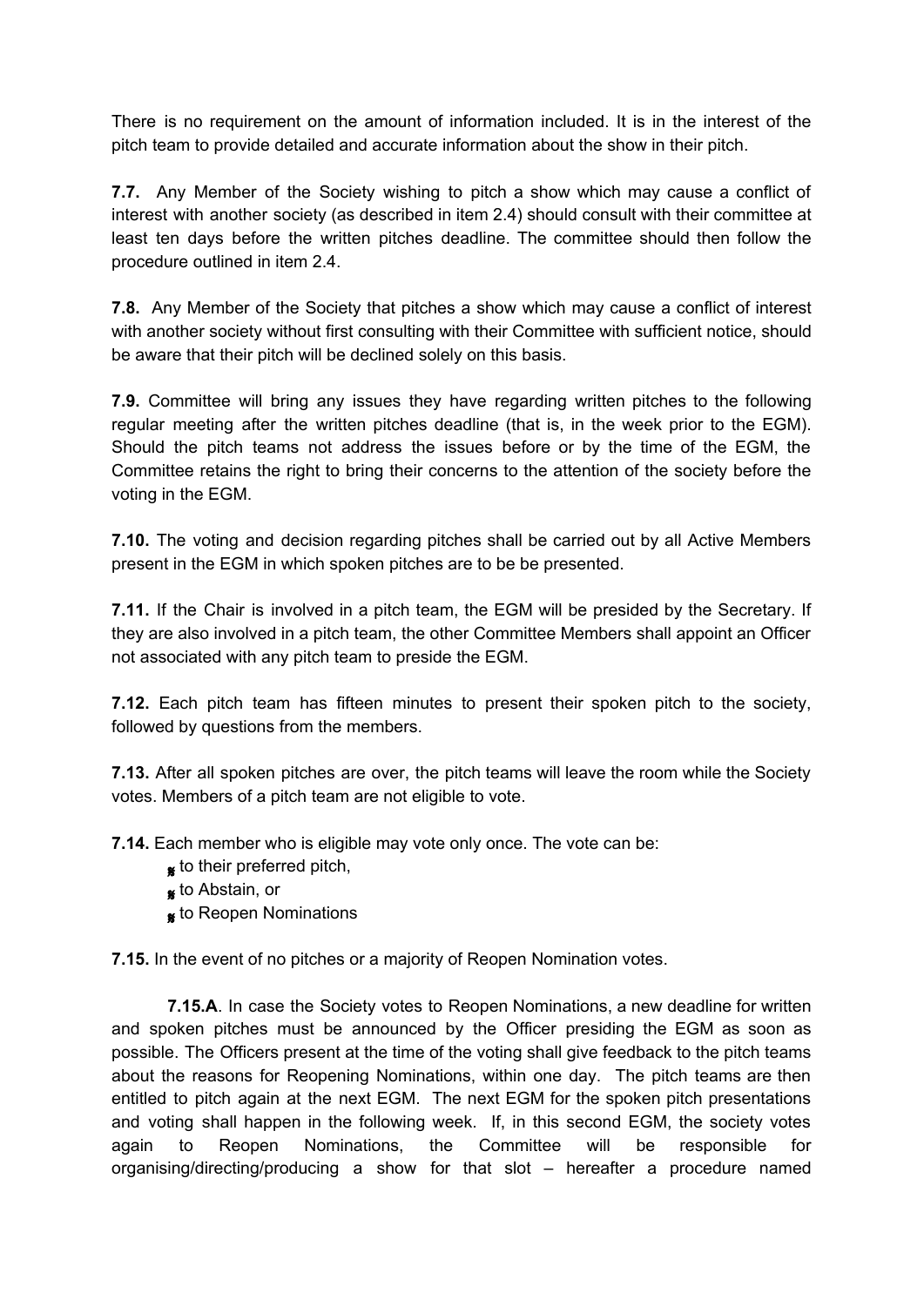There is no requirement on the amount of information included. It is in the interest of the pitch team to provide detailed and accurate information about the show in their pitch.

**7.7.** Any Member of the Society wishing to pitch a show which may cause a conflict of interest with another society (as described in item 2.4) should consult with their committee at least ten days before the written pitches deadline. The committee should then follow the procedure outlined in item 2.4.

**7.8.** Any Member of the Society that pitches a show which may cause a conflict of interest with another society without first consulting with their Committee with sufficient notice, should be aware that their pitch will be declined solely on this basis.

**7.9.** Committee will bring any issues they have regarding written pitches to the following regular meeting after the written pitches deadline (that is, in the week prior to the EGM). Should the pitch teams not address the issues before or by the time of the EGM, the Committee retains the right to bring their concerns to the attention of the society before the voting in the EGM.

**7.10.** The voting and decision regarding pitches shall be carried out by all Active Members present in the EGM in which spoken pitches are to be be presented.

**7.11.** If the Chair is involved in a pitch team, the EGM will be presided by the Secretary. If they are also involved in a pitch team, the other Committee Members shall appoint an Officer not associated with any pitch team to preside the EGM.

**7.12.** Each pitch team has fifteen minutes to present their spoken pitch to the society, followed by questions from the members.

**7.13.** After all spoken pitches are over, the pitch teams will leave the room while the Society votes. Members of a pitch team are not eligible to vote.

**7.14.** Each member who is eligible may vote only once. The vote can be:

- to their preferred pitch,
- to Abstain, or
- to Reopen Nominations

**7.15.** In the event of no pitches or a majority of Reopen Nomination votes.

**7.15.A**. In case the Society votes to Reopen Nominations, a new deadline for written and spoken pitches must be announced by the Officer presiding the EGM as soon as possible. The Officers present at the time of the voting shall give feedback to the pitch teams about the reasons for Reopening Nominations, within one day. The pitch teams are then entitled to pitch again at the next EGM. The next EGM for the spoken pitch presentations and voting shall happen in the following week. If, in this second EGM, the society votes again to Reopen Nominations, the Committee will be responsible for organising/directing/producing a show for that slot – hereafter a procedure named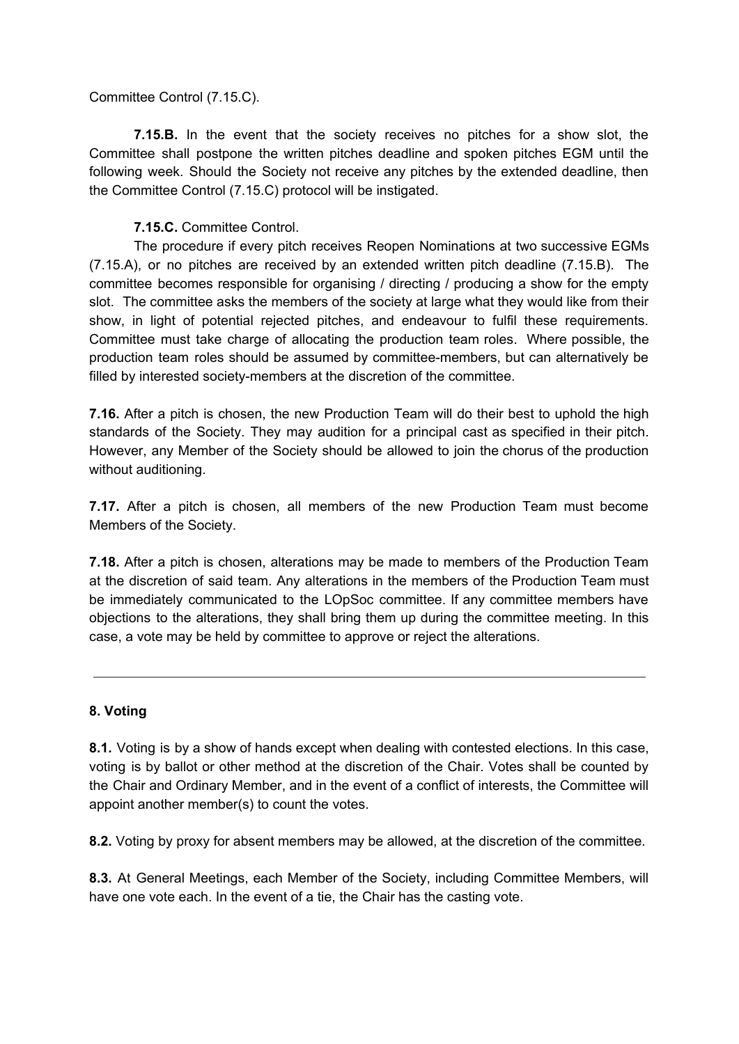Committee Control (7.15.C).

**7.15.B.** In the event that the society receives no pitches for a show slot, the Committee shall postpone the written pitches deadline and spoken pitches EGM until the following week. Should the Society not receive any pitches by the extended deadline, then the Committee Control (7.15.C) protocol will be instigated.

**7.15.C.** Committee Control.

The procedure if every pitch receives Reopen Nominations at two successive EGMs (7.15.A), or no pitches are received by an extended written pitch deadline (7.15.B). The committee becomes responsible for organising / directing / producing a show for the empty slot. The committee asks the members of the society at large what they would like from their show, in light of potential rejected pitches, and endeavour to fulfil these requirements. Committee must take charge of allocating the production team roles. Where possible, the production team roles should be assumed by committee-members, but can alternatively be filled by interested society-members at the discretion of the committee.

**7.16.** After a pitch is chosen, the new Production Team will do their best to uphold the high standards of the Society. They may audition for a principal cast as specified in their pitch. However, any Member of the Society should be allowed to join the chorus of the production without auditioning.

**7.17.** After a pitch is chosen, all members of the new Production Team must become Members of the Society.

**7.18.** After a pitch is chosen, alterations may be made to members of the Production Team at the discretion of said team. Any alterations in the members of the Production Team must be immediately communicated to the LOpSoc committee. If any committee members have objections to the alterations, they shall bring them up during the committee meeting. In this case, a vote may be held by committee to approve or reject the alterations.

---

### 8. Voting

**8.1.** Voting is by a show of hands except when dealing with contested elections. In this case, voting is by ballot or other method at the discretion of the Chair. Votes shall be counted by the Chair and Ordinary Member, and in the event of a conflict of interests, the Committee will appoint another member(s) to count the votes.

**8.2.** Voting by proxy for absent members may be allowed, at the discretion of the committee.

**8.3.** At General Meetings, each Member of the Society, including Committee Members, will have one vote each. In the event of a tie, the Chair has the casting vote.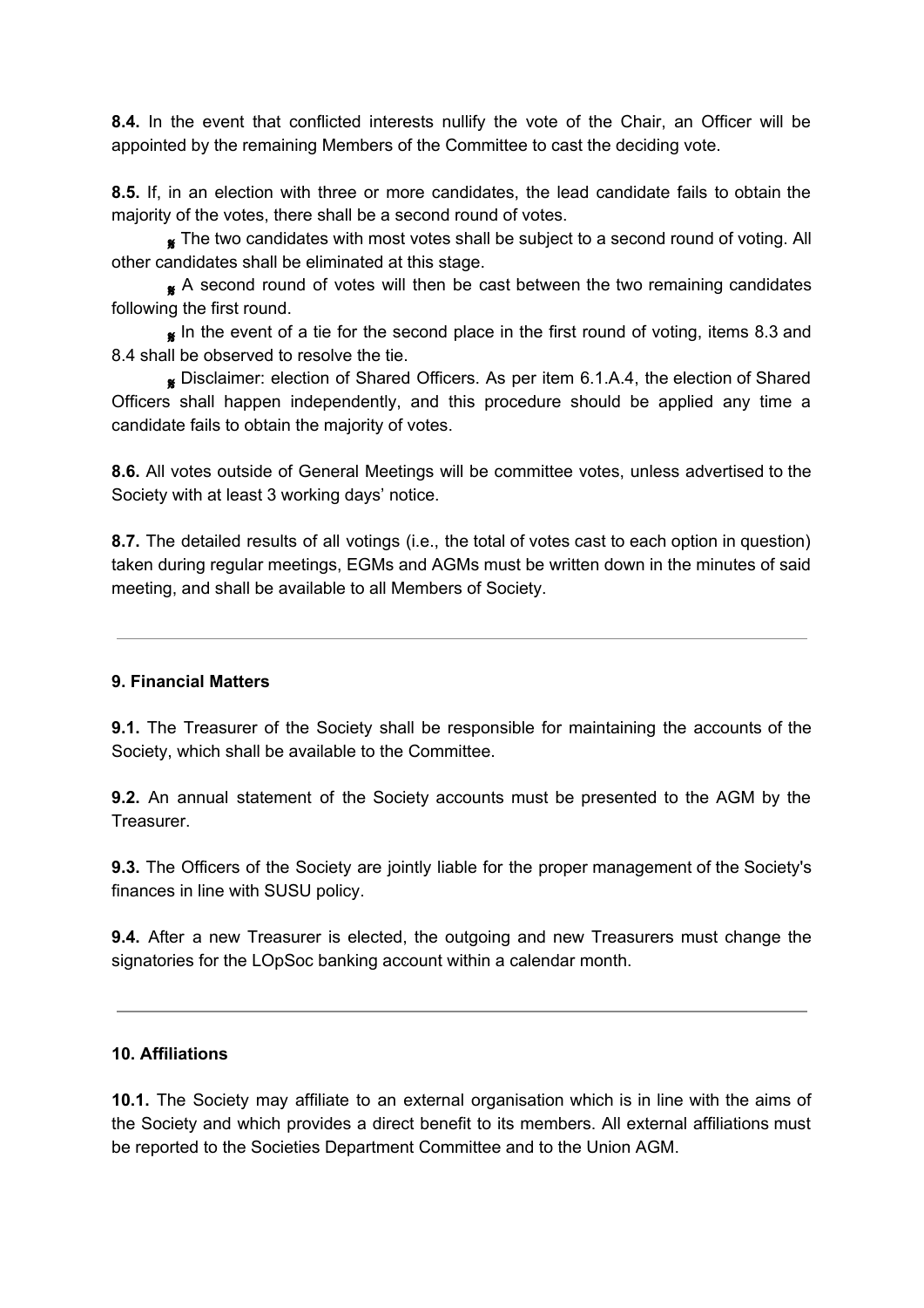**8.4.** In the event that conflicted interests nullify the vote of the Chair, an Officer will be appointed by the remaining Members of the Committee to cast the deciding vote.

**8.5.** If, in an election with three or more candidates, the lead candidate fails to obtain the majority of the votes, there shall be a second round of votes.

- The two candidates with most votes shall be subject to a second round of voting. All other candidates shall be eliminated at this stage.
- A second round of votes will then be cast between the two remaining candidates following the first round.
- In the event of a tie for the second place in the first round of voting, items 8.3 and 8.4 shall be observed to resolve the tie.
- Disclaimer: election of Shared Officers. As per item 6.1.A.4, the election of Shared Officers shall happen independently, and this procedure should be applied any time a candidate fails to obtain the majority of votes.

**8.6.** All votes outside of General Meetings will be committee votes, unless advertised to the Society with at least 3 working days' notice.

**8.7.** The detailed results of all votings (i.e., the total of votes cast to each option in question) taken during regular meetings, EGMs and AGMs must be written down in the minutes of said meeting, and shall be available to all Members of Society.

---

**9. Financial Matters**

**9.1.** The Treasurer of the Society shall be responsible for maintaining the accounts of the Society, which shall be available to the Committee.

**9.2.** An annual statement of the Society accounts must be presented to the AGM by the Treasurer.

**9.3.** The Officers of the Society are jointly liable for the proper management of the Society's finances in line with SUSU policy.

**9.4.** After a new Treasurer is elected, the outgoing and new Treasurers must change the signatories for the LOpSoc banking account within a calendar month.

---

**10. Affiliations**

**10.1.** The Society may affiliate to an external organisation which is in line with the aims of the Society and which provides a direct benefit to its members. All external affiliations must be reported to the Societies Department Committee and to the Union AGM.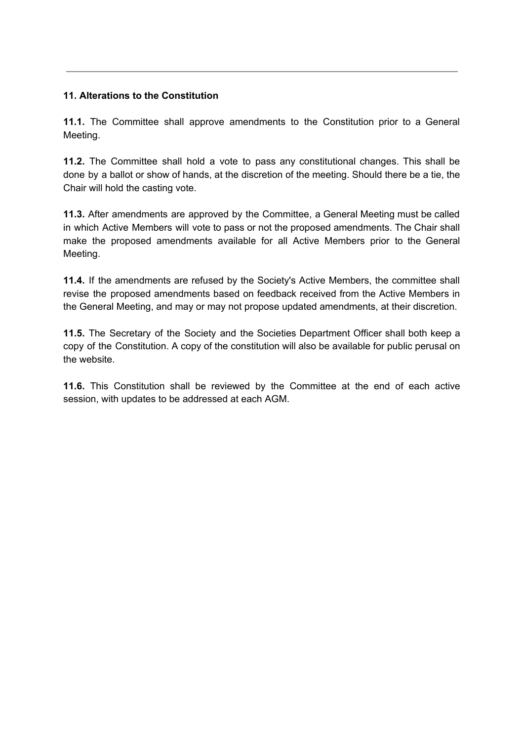---

**11. Alterations to the Constitution**

**11.1.** The Committee shall approve amendments to the Constitution prior to a General Meeting.

**11.2.** The Committee shall hold a vote to pass any constitutional changes. This shall be done by a ballot or show of hands, at the discretion of the meeting. Should there be a tie, the Chair will hold the casting vote.

**11.3.** After amendments are approved by the Committee, a General Meeting must be called in which Active Members will vote to pass or not the proposed amendments. The Chair shall make the proposed amendments available for all Active Members prior to the General Meeting.

**11.4.** If the amendments are refused by the Society's Active Members, the committee shall revise the proposed amendments based on feedback received from the Active Members in the General Meeting, and may or may not propose updated amendments, at their discretion.

**11.5.** The Secretary of the Society and the Societies Department Officer shall both keep a copy of the Constitution. A copy of the constitution will also be available for public perusal on the website.

**11.6.** This Constitution shall be reviewed by the Committee at the end of each active session, with updates to be addressed at each AGM.